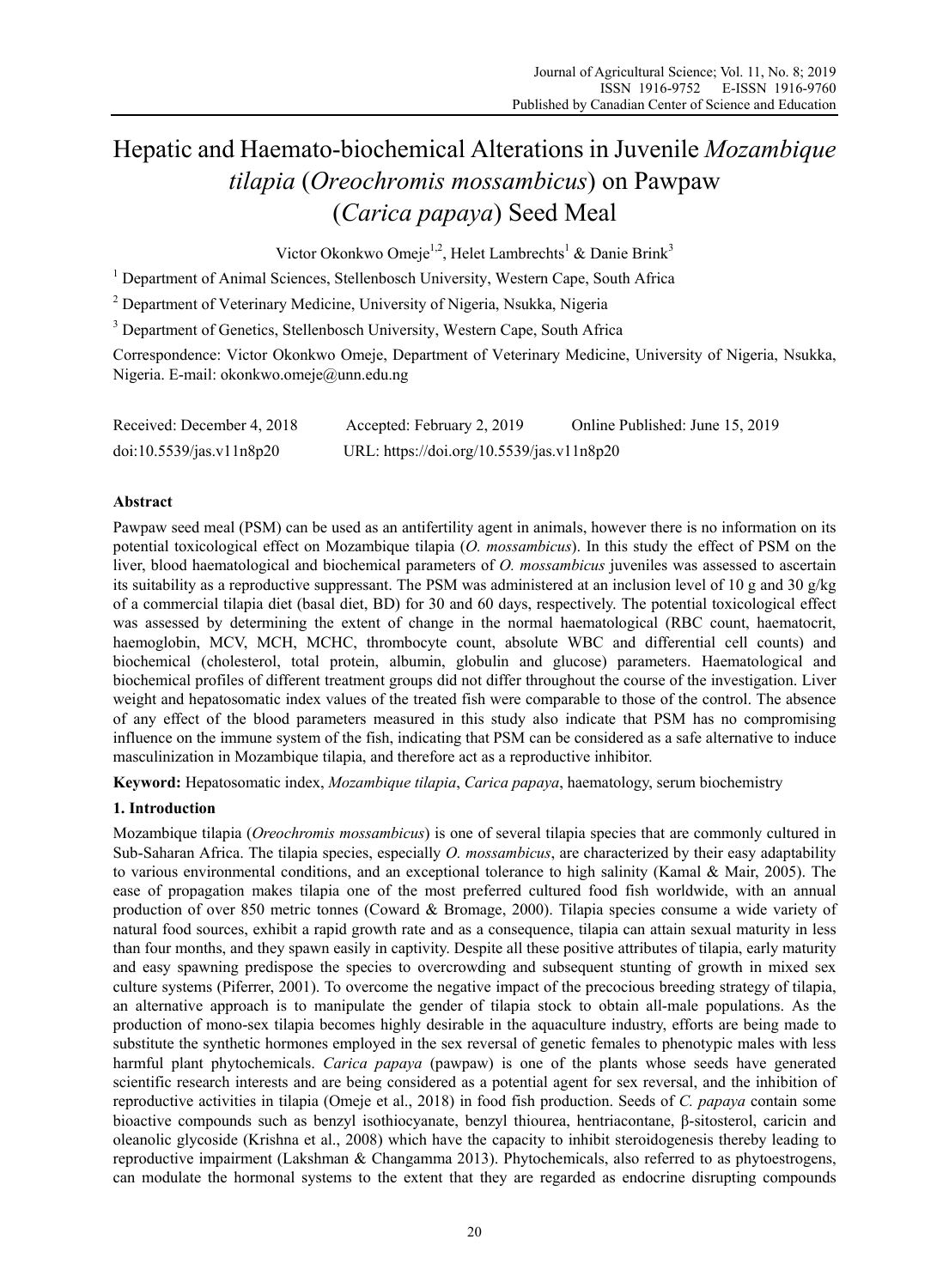# Hepatic and Haemato-biochemical Alterations in Juvenile *Mozambique tilapia* (*Oreochromis mossambicus*) on Pawpaw (*Carica papaya*) Seed Meal

Victor Okonkwo Omeje[1,2], Helet Lambrechts[1] & Danie Brink[3]

[1] Department of Animal Sciences, Stellenbosch University, Western Cape, South Africa

[2] Department of Veterinary Medicine, University of Nigeria, Nsukka, Nigeria

[3] Department of Genetics, Stellenbosch University, Western Cape, South Africa

Correspondence: Victor Okonkwo Omeje, Department of Veterinary Medicine, University of Nigeria, Nsukka, Nigeria. E-mail: okonkwo.omeje@unn.edu.ng

Received: December 4, 2018 Accepted: February 2, 2019 Online Published: June 15, 2019

doi:10.5539/jas.v11n8p20 URL: https://doi.org/10.5539/jas.v11n8p20

## Abstract

Pawpaw seed meal (PSM) can be used as an antifertility agent in animals, however there is no information on its potential toxicological effect on Mozambique tilapia (*O. mossambicus*). In this study the effect of PSM on the liver, blood haematological and biochemical parameters of *O. mossambicus* juveniles was assessed to ascertain its suitability as a reproductive suppressant. The PSM was administered at an inclusion level of 10 g and 30 g/kg of a commercial tilapia diet (basal diet, BD) for 30 and 60 days, respectively. The potential toxicological effect was assessed by determining the extent of change in the normal haematological (RBC count, haematocrit, haemoglobin, MCV, MCH, MCHC, thrombocyte count, absolute WBC and differential cell counts) and biochemical (cholesterol, total protein, albumin, globulin and glucose) parameters. Haematological and biochemical profiles of different treatment groups did not differ throughout the course of the investigation. Liver weight and hepatosomatic index values of the treated fish were comparable to those of the control. The absence of any effect of the blood parameters measured in this study also indicate that PSM has no compromising influence on the immune system of the fish, indicating that PSM can be considered as a safe alternative to induce masculinization in Mozambique tilapia, and therefore act as a reproductive inhibitor.

**Keyword:** Hepatosomatic index, *Mozambique tilapia*, *Carica papaya*, haematology, serum biochemistry

## 1. Introduction

Mozambique tilapia (*Oreochromis mossambicus*) is one of several tilapia species that are commonly cultured in Sub-Saharan Africa. The tilapia species, especially *O. mossambicus*, are characterized by their easy adaptability to various environmental conditions, and an exceptional tolerance to high salinity (Kamal & Mair, 2005). The ease of propagation makes tilapia one of the most preferred cultured food fish worldwide, with an annual production of over 850 metric tonnes (Coward & Bromage, 2000). Tilapia species consume a wide variety of natural food sources, exhibit a rapid growth rate and as a consequence, tilapia can attain sexual maturity in less than four months, and they spawn easily in captivity. Despite all these positive attributes of tilapia, early maturity and easy spawning predispose the species to overcrowding and subsequent stunting of growth in mixed sex culture systems (Piferrer, 2001). To overcome the negative impact of the precocious breeding strategy of tilapia, an alternative approach is to manipulate the gender of tilapia stock to obtain all-male populations. As the production of mono-sex tilapia becomes highly desirable in the aquaculture industry, efforts are being made to substitute the synthetic hormones employed in the sex reversal of genetic females to phenotypic males with less harmful plant phytochemicals. *Carica papaya* (pawpaw) is one of the plants whose seeds have generated scientific research interests and are being considered as a potential agent for sex reversal, and the inhibition of reproductive activities in tilapia (Omeje et al., 2018) in food fish production. Seeds of *C. papaya* contain some bioactive compounds such as benzyl isothiocyanate, benzyl thiourea, hentriacontane, β-sitosterol, caricin and oleanolic glycoside (Krishna et al., 2008) which have the capacity to inhibit steroidogenesis thereby leading to reproductive impairment (Lakshman & Changamma 2013). Phytochemicals, also referred to as phytoestrogens, can modulate the hormonal systems to the extent that they are regarded as endocrine disrupting compounds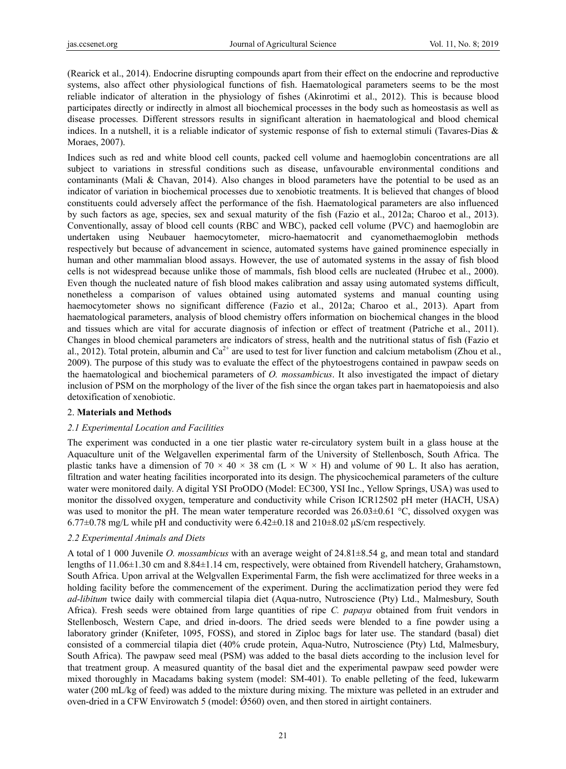(Rearick et al., 2014). Endocrine disrupting compounds apart from their effect on the endocrine and reproductive systems, also affect other physiological functions of fish. Haematological parameters seems to be the most reliable indicator of alteration in the physiology of fishes (Akinrotimi et al., 2012). This is because blood participates directly or indirectly in almost all biochemical processes in the body such as homeostasis as well as disease processes. Different stressors results in significant alteration in haematological and blood chemical indices. In a nutshell, it is a reliable indicator of systemic response of fish to external stimuli (Tavares-Dias & Moraes, 2007).

Indices such as red and white blood cell counts, packed cell volume and haemoglobin concentrations are all subject to variations in stressful conditions such as disease, unfavourable environmental conditions and contaminants (Mali & Chavan, 2014). Also changes in blood parameters have the potential to be used as an indicator of variation in biochemical processes due to xenobiotic treatments. It is believed that changes of blood constituents could adversely affect the performance of the fish. Haematological parameters are also influenced by such factors as age, species, sex and sexual maturity of the fish (Fazio et al., 2012a; Charoo et al., 2013). Conventionally, assay of blood cell counts (RBC and WBC), packed cell volume (PVC) and haemoglobin are undertaken using Neubauer haemocytometer, micro-haematocrit and cyanomethaemoglobin methods respectively but because of advancement in science, automated systems have gained prominence especially in human and other mammalian blood assays. However, the use of automated systems in the assay of fish blood cells is not widespread because unlike those of mammals, fish blood cells are nucleated (Hrubec et al., 2000). Even though the nucleated nature of fish blood makes calibration and assay using automated systems difficult, nonetheless a comparison of values obtained using automated systems and manual counting using haemocytometer shows no significant difference (Fazio et al., 2012a; Charoo et al., 2013). Apart from haematological parameters, analysis of blood chemistry offers information on biochemical changes in the blood and tissues which are vital for accurate diagnosis of infection or effect of treatment (Patriche et al., 2011). Changes in blood chemical parameters are indicators of stress, health and the nutritional status of fish (Fazio et al., 2012). Total protein, albumin and $Ca^{2+}$ are used to test for liver function and calcium metabolism (Zhou et al., 2009). The purpose of this study was to evaluate the effect of the phytoestrogens contained in pawpaw seeds on the haematological and biochemical parameters of *O. mossambicus*. It also investigated the impact of dietary inclusion of PSM on the morphology of the liver of the fish since the organ takes part in haematopoiesis and also detoxification of xenobiotic.

## 2. Materials and Methods

### 2.1 Experimental Location and Facilities

The experiment was conducted in a one tier plastic water re-circulatory system built in a glass house at the Aquaculture unit of the Welgavellen experimental farm of the University of Stellenbosch, South Africa. The plastic tanks have a dimension of 70 × 40 × 38 cm (L × W × H) and volume of 90 L. It also has aeration, filtration and water heating facilities incorporated into its design. The physicochemical parameters of the culture water were monitored daily. A digital YSI ProODO (Model: EC300, YSI Inc., Yellow Springs, USA) was used to monitor the dissolved oxygen, temperature and conductivity while Crison ICR12502 pH meter (HACH, USA) was used to monitor the pH. The mean water temperature recorded was 26.03±0.61 °C, dissolved oxygen was 6.77±0.78 mg/L while pH and conductivity were 6.42±0.18 and 210±8.02 µS/cm respectively.

### 2.2 Experimental Animals and Diets

A total of 1 000 Juvenile *O. mossambicus* with an average weight of 24.81±8.54 g, and mean total and standard lengths of 11.06±1.30 cm and 8.84±1.14 cm, respectively, were obtained from Rivendell hatchery, Grahamstown, South Africa. Upon arrival at the Welgvallen Experimental Farm, the fish were acclimatized for three weeks in a holding facility before the commencement of the experiment. During the acclimatization period they were fed *ad-libitum* twice daily with commercial tilapia diet (Aqua-nutro, Nutroscience (Pty) Ltd., Malmesbury, South Africa). Fresh seeds were obtained from large quantities of ripe *C. papaya* obtained from fruit vendors in Stellenbosch, Western Cape, and dried in-doors. The dried seeds were blended to a fine powder using a laboratory grinder (Knifeter, 1095, FOSS), and stored in Ziploc bags for later use. The standard (basal) diet consisted of a commercial tilapia diet (40% crude protein, Aqua-Nutro, Nutroscience (Pty) Ltd, Malmesbury, South Africa). The pawpaw seed meal (PSM) was added to the basal diets according to the inclusion level for that treatment group. A measured quantity of the basal diet and the experimental pawpaw seed powder were mixed thoroughly in Macadams baking system (model: SM-401). To enable pelleting of the feed, lukewarm water (200 mL/kg of feed) was added to the mixture during mixing. The mixture was pelleted in an extruder and oven-dried in a CFW Envirowatch 5 (model: Ǿ560) oven, and then stored in airtight containers.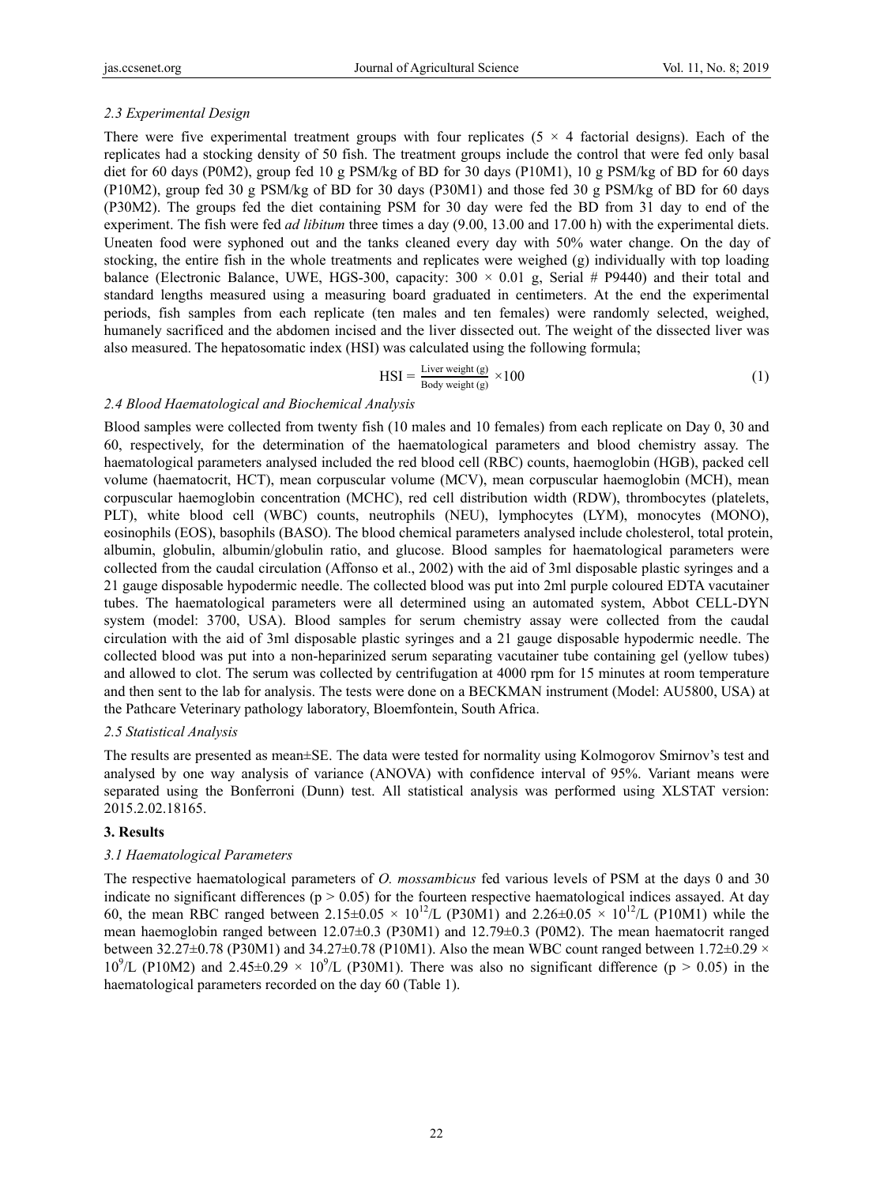### 2.3 Experimental Design

There were five experimental treatment groups with four replicates ($5 \times 4$ factorial designs). Each of the replicates had a stocking density of 50 fish. The treatment groups include the control that were fed only basal diet for 60 days (P0M2), group fed 10 g PSM/kg of BD for 30 days (P10M1), 10 g PSM/kg of BD for 60 days (P10M2), group fed 30 g PSM/kg of BD for 30 days (P30M1) and those fed 30 g PSM/kg of BD for 60 days (P30M2). The groups fed the diet containing PSM for 30 day were fed the BD from 31 day to end of the experiment. The fish were fed *ad libitum* three times a day (9.00, 13.00 and 17.00 h) with the experimental diets. Uneaten food were syphoned out and the tanks cleaned every day with 50% water change. On the day of stocking, the entire fish in the whole treatments and replicates were weighed (g) individually with top loading balance (Electronic Balance, UWE, HGS-300, capacity: $300 \times 0.01$ g, Serial # P9440) and their total and standard lengths measured using a measuring board graduated in centimeters. At the end the experimental periods, fish samples from each replicate (ten males and ten females) were randomly selected, weighed, humanely sacrificed and the abdomen incised and the liver dissected out. The weight of the dissected liver was also measured. The hepatosomatic index (HSI) was calculated using the following formula;

$$\text{HSI} = \frac{\text{Liver weight (g)}}{\text{Body weight (g)}} \times 100 \tag{1}$$

### 2.4 Blood Haematological and Biochemical Analysis

Blood samples were collected from twenty fish (10 males and 10 females) from each replicate on Day 0, 30 and 60, respectively, for the determination of the haematological parameters and blood chemistry assay. The haematological parameters analysed included the red blood cell (RBC) counts, haemoglobin (HGB), packed cell volume (haematocrit, HCT), mean corpuscular volume (MCV), mean corpuscular haemoglobin (MCH), mean corpuscular haemoglobin concentration (MCHC), red cell distribution width (RDW), thrombocytes (platelets, PLT), white blood cell (WBC) counts, neutrophils (NEU), lymphocytes (LYM), monocytes (MONO), eosinophils (EOS), basophils (BASO). The blood chemical parameters analysed include cholesterol, total protein, albumin, globulin, albumin/globulin ratio, and glucose. Blood samples for haematological parameters were collected from the caudal circulation (Affonso et al., 2002) with the aid of 3ml disposable plastic syringes and a 21 gauge disposable hypodermic needle. The collected blood was put into 2ml purple coloured EDTA vacutainer tubes. The haematological parameters were all determined using an automated system, Abbot CELL-DYN system (model: 3700, USA). Blood samples for serum chemistry assay were collected from the caudal circulation with the aid of 3ml disposable plastic syringes and a 21 gauge disposable hypodermic needle. The collected blood was put into a non-heparinized serum separating vacutainer tube containing gel (yellow tubes) and allowed to clot. The serum was collected by centrifugation at 4000 rpm for 15 minutes at room temperature and then sent to the lab for analysis. The tests were done on a BECKMAN instrument (Model: AU5800, USA) at the Pathcare Veterinary pathology laboratory, Bloemfontein, South Africa.

### 2.5 Statistical Analysis

The results are presented as mean±SE. The data were tested for normality using Kolmogorov Smirnov's test and analysed by one way analysis of variance (ANOVA) with confidence interval of 95%. Variant means were separated using the Bonferroni (Dunn) test. All statistical analysis was performed using XLSTAT version: 2015.2.02.18165.

## 3. Results

### 3.1 Haematological Parameters

The respective haematological parameters of *O. mossambicus* fed various levels of PSM at the days 0 and 30 indicate no significant differences ($p > 0.05$) for the fourteen respective haematological indices assayed. At day 60, the mean RBC ranged between $2.15\pm0.05 \times 10^{12}$/L (P30M1) and $2.26\pm0.05 \times 10^{12}$/L (P10M1) while the mean haemoglobin ranged between 12.07±0.3 (P30M1) and 12.79±0.3 (P0M2). The mean haematocrit ranged between 32.27±0.78 (P30M1) and 34.27±0.78 (P10M1). Also the mean WBC count ranged between $1.72\pm0.29 \times 10^{9}$/L (P10M2) and $2.45\pm0.29 \times 10^{9}$/L (P30M1). There was also no significant difference ($p > 0.05$) in the haematological parameters recorded on the day 60 (Table 1).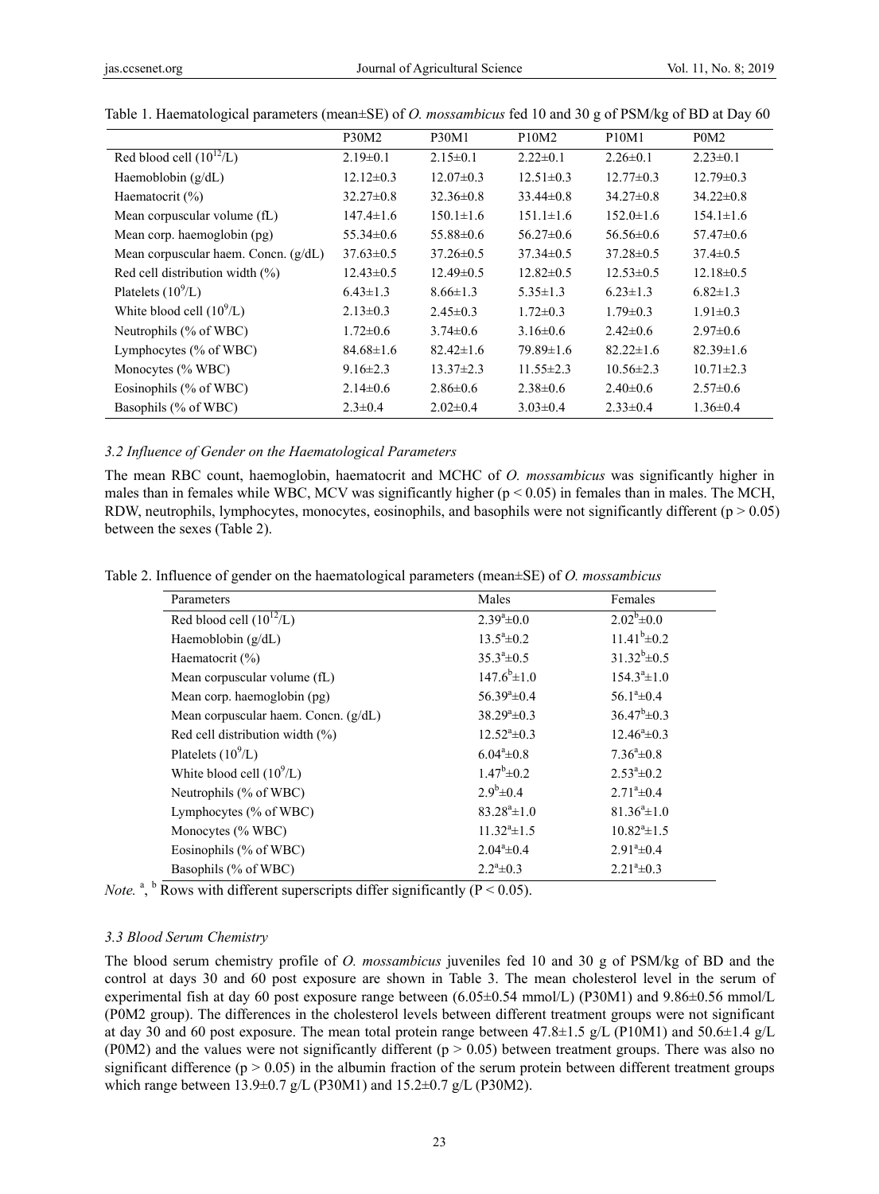Table 1. Haematological parameters (mean±SE) of *O. mossambicus* fed 10 and 30 g of PSM/kg of BD at Day 60

| | P30M2 | P30M1 | P10M2 | P10M1 | P0M2 |
|---|---|---|---|---|---|
| Red blood cell ($10^{12}$/L) | 2.19±0.1 | 2.15±0.1 | 2.22±0.1 | 2.26±0.1 | 2.23±0.1 |
| Haemoblobin (g/dL) | 12.12±0.3 | 12.07±0.3 | 12.51±0.3 | 12.77±0.3 | 12.79±0.3 |
| Haematocrit (%) | 32.27±0.8 | 32.36±0.8 | 33.44±0.8 | 34.27±0.8 | 34.22±0.8 |
| Mean corpuscular volume (fL) | 147.4±1.6 | 150.1±1.6 | 151.1±1.6 | 152.0±1.6 | 154.1±1.6 |
| Mean corp. haemoglobin (pg) | 55.34±0.6 | 55.88±0.6 | 56.27±0.6 | 56.56±0.6 | 57.47±0.6 |
| Mean corpuscular haem. Concn. (g/dL) | 37.63±0.5 | 37.26±0.5 | 37.34±0.5 | 37.28±0.5 | 37.4±0.5 |
| Red cell distribution width (%) | 12.43±0.5 | 12.49±0.5 | 12.82±0.5 | 12.53±0.5 | 12.18±0.5 |
| Platelets ($10^9$/L) | 6.43±1.3 | 8.66±1.3 | 5.35±1.3 | 6.23±1.3 | 6.82±1.3 |
| White blood cell ($10^9$/L) | 2.13±0.3 | 2.45±0.3 | 1.72±0.3 | 1.79±0.3 | 1.91±0.3 |
| Neutrophils (% of WBC) | 1.72±0.6 | 3.74±0.6 | 3.16±0.6 | 2.42±0.6 | 2.97±0.6 |
| Lymphocytes (% of WBC) | 84.68±1.6 | 82.42±1.6 | 79.89±1.6 | 82.22±1.6 | 82.39±1.6 |
| Monocytes (% WBC) | 9.16±2.3 | 13.37±2.3 | 11.55±2.3 | 10.56±2.3 | 10.71±2.3 |
| Eosinophils (% of WBC) | 2.14±0.6 | 2.86±0.6 | 2.38±0.6 | 2.40±0.6 | 2.57±0.6 |
| Basophils (% of WBC) | 2.3±0.4 | 2.02±0.4 | 3.03±0.4 | 2.33±0.4 | 1.36±0.4 |

### 3.2 Influence of Gender on the Haematological Parameters

The mean RBC count, haemoglobin, haematocrit and MCHC of *O. mossambicus* was significantly higher in males than in females while WBC, MCV was significantly higher ($p < 0.05$) in females than in males. The MCH, RDW, neutrophils, lymphocytes, monocytes, eosinophils, and basophils were not significantly different ($p > 0.05$) between the sexes (Table 2).

Table 2. Influence of gender on the haematological parameters (mean±SE) of *O. mossambicus*

| Parameters | Males | Females |
|---|---|---|
| Red blood cell ($10^{12}$/L) | $2.39^{a}$±0.0 | $2.02^{b}$±0.0 |
| Haemoblobin (g/dL) | $13.5^{a}$±0.2 | $11.41^{b}$±0.2 |
| Haematocrit (%) | $35.3^{a}$±0.5 | $31.32^{b}$±0.5 |
| Mean corpuscular volume (fL) | $147.6^{b}$±1.0 | $154.3^{a}$±1.0 |
| Mean corp. haemoglobin (pg) | $56.39^{a}$±0.4 | $56.1^{a}$±0.4 |
| Mean corpuscular haem. Concn. (g/dL) | $38.29^{a}$±0.3 | $36.47^{b}$±0.3 |
| Red cell distribution width (%) | $12.52^{a}$±0.3 | $12.46^{a}$±0.3 |
| Platelets ($10^9$/L) | $6.04^{a}$±0.8 | $7.36^{a}$±0.8 |
| White blood cell ($10^9$/L) | $1.47^{b}$±0.2 | $2.53^{a}$±0.2 |
| Neutrophils (% of WBC) | $2.9^{b}$±0.4 | $2.71^{a}$±0.4 |
| Lymphocytes (% of WBC) | $83.28^{a}$±1.0 | $81.36^{a}$±1.0 |
| Monocytes (% WBC) | $11.32^{a}$±1.5 | $10.82^{a}$±1.5 |
| Eosinophils (% of WBC) | $2.04^{a}$±0.4 | $2.91^{a}$±0.4 |
| Basophils (% of WBC) | $2.2^{a}$±0.3 | $2.21^{a}$±0.3 |

*Note.* [a], [b] Rows with different superscripts differ significantly ($P < 0.05$).

### 3.3 Blood Serum Chemistry

The blood serum chemistry profile of *O. mossambicus* juveniles fed 10 and 30 g of PSM/kg of BD and the control at days 30 and 60 post exposure are shown in Table 3. The mean cholesterol level in the serum of experimental fish at day 60 post exposure range between (6.05±0.54 mmol/L) (P30M1) and 9.86±0.56 mmol/L (P0M2 group). The differences in the cholesterol levels between different treatment groups were not significant at day 30 and 60 post exposure. The mean total protein range between 47.8±1.5 g/L (P10M1) and 50.6±1.4 g/L (P0M2) and the values were not significantly different ($p > 0.05$) between treatment groups. There was also no significant difference ($p > 0.05$) in the albumin fraction of the serum protein between different treatment groups which range between 13.9±0.7 g/L (P30M1) and 15.2±0.7 g/L (P30M2).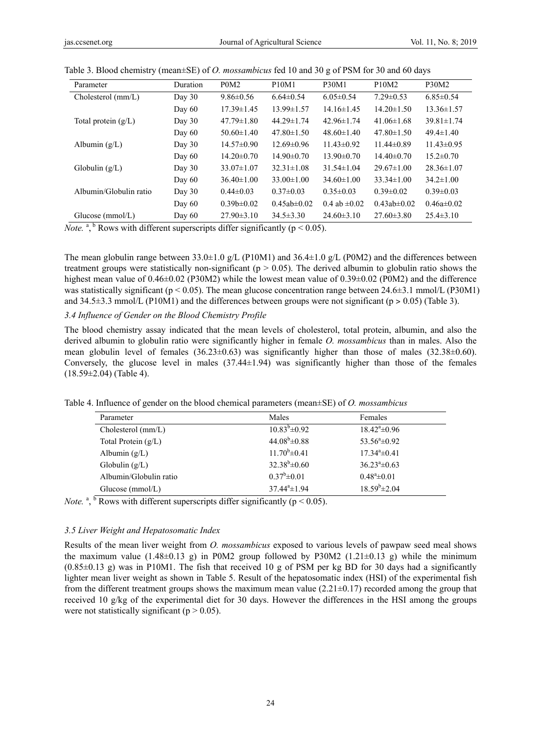Table 3. Blood chemistry (mean±SE) of *O. mossambicus* fed 10 and 30 g of PSM for 30 and 60 days

| Parameter | Duration | P0M2 | P10M1 | P30M1 | P10M2 | P30M2 |
|---|---|---|---|---|---|---|
| Cholesterol (mm/L) | Day 30 | 9.86±0.56 | 6.64±0.54 | 6.05±0.54 | 7.29±0.53 | 6.85±0.54 |
| | Day 60 | 17.39±1.45 | 13.99±1.57 | 14.16±1.45 | 14.20±1.50 | 13.36±1.57 |
| Total protein (g/L) | Day 30 | 47.79±1.80 | 44.29±1.74 | 42.96±1.74 | 41.06±1.68 | 39.81±1.74 |
| | Day 60 | 50.60±1.40 | 47.80±1.50 | 48.60±1.40 | 47.80±1.50 | 49.4±1.40 |
| Albumin (g/L) | Day 30 | 14.57±0.90 | 12.69±0.96 | 11.43±0.92 | 11.44±0.89 | 11.43±0.95 |
| | Day 60 | 14.20±0.70 | 14.90±0.70 | 13.90±0.70 | 14.40±0.70 | 15.2±0.70 |
| Globulin (g/L) | Day 30 | 33.07±1.07 | 32.31±1.08 | 31.54±1.04 | 29.67±1.00 | 28.36±1.07 |
| | Day 60 | 36.40±1.00 | 33.00±1.00 | 34.60±1.00 | 33.34±1.00 | 34.2±1.00 |
| Albumin/Globulin ratio | Day 30 | 0.44±0.03 | 0.37±0.03 | 0.35±0.03 | 0.39±0.02 | 0.39±0.03 |
| | Day 60 | 0.39b±0.02 | 0.45ab±0.02 | 0.4 ab ±0.02 | 0.43ab±0.02 | 0.46a±0.02 |
| Glucose (mmol/L) | Day 60 | 27.90±3.10 | 34.5±3.30 | 24.60±3.10 | 27.60±3.80 | 25.4±3.10 |

*Note.* a, b Rows with different superscripts differ significantly ($p < 0.05$).

The mean globulin range between 33.0±1.0 g/L (P10M1) and 36.4±1.0 g/L (P0M2) and the differences between treatment groups were statistically non-significant ($p > 0.05$). The derived albumin to globulin ratio shows the highest mean value of 0.46±0.02 (P30M2) while the lowest mean value of 0.39±0.02 (P0M2) and the difference was statistically significant ($p < 0.05$). The mean glucose concentration range between 24.6±3.1 mmol/L (P30M1) and 34.5±3.3 mmol/L (P10M1) and the differences between groups were not significant ($p > 0.05$) (Table 3).

### 3.4 Influence of Gender on the Blood Chemistry Profile

The blood chemistry assay indicated that the mean levels of cholesterol, total protein, albumin, and also the derived albumin to globulin ratio were significantly higher in female *O. mossambicus* than in males. Also the mean globulin level of females (36.23±0.63) was significantly higher than those of males (32.38±0.60). Conversely, the glucose level in males (37.44±1.94) was significantly higher than those of the females (18.59±2.04) (Table 4).

Table 4. Influence of gender on the blood chemical parameters (mean±SE) of *O. mossambicus*

| Parameter | Males | Females |
|---|---|---|
| Cholesterol (mm/L) | $10.83^{b}$±0.92 | $18.42^{a}$±0.96 |
| Total Protein (g/L) | $44.08^{b}$±0.88 | $53.56^{a}$±0.92 |
| Albumin (g/L) | $11.70^{b}$±0.41 | $17.34^{a}$±0.41 |
| Globulin (g/L) | $32.38^{b}$±0.60 | $36.23^{a}$±0.63 |
| Albumin/Globulin ratio | $0.37^{b}$±0.01 | $0.48^{a}$±0.01 |
| Glucose (mmol/L) | $37.44^{a}$±1.94 | $18.59^{b}$±2.04 |

*Note.* a, b Rows with different superscripts differ significantly ($p < 0.05$).

### 3.5 Liver Weight and Hepatosomatic Index

Results of the mean liver weight from *O. mossambicus* exposed to various levels of pawpaw seed meal shows the maximum value (1.48±0.13 g) in P0M2 group followed by P30M2 (1.21±0.13 g) while the minimum (0.85±0.13 g) was in P10M1. The fish that received 10 g of PSM per kg BD for 30 days had a significantly lighter mean liver weight as shown in Table 5. Result of the hepatosomatic index (HSI) of the experimental fish from the different treatment groups shows the maximum mean value (2.21±0.17) recorded among the group that received 10 g/kg of the experimental diet for 30 days. However the differences in the HSI among the groups were not statistically significant ($p > 0.05$).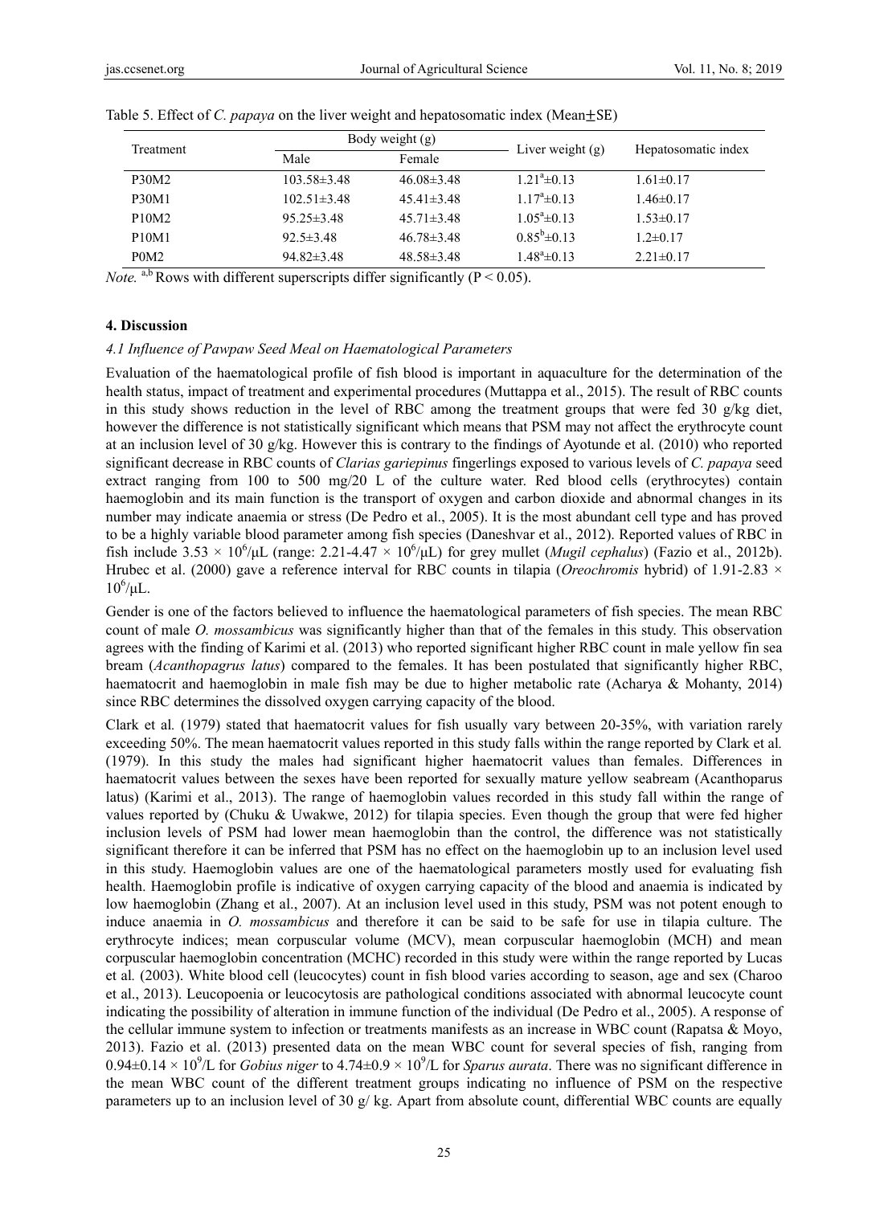Table 5. Effect of *C. papaya* on the liver weight and hepatosomatic index (Mean±SE)

| Treatment | Body weight (g) | | Liver weight (g) | Hepatosomatic index |
|---|---|---|---|---|
| | Male | Female | | |
| P30M2 | 103.58±3.48 | 46.08±3.48 | $1.21^{a}$±0.13 | 1.61±0.17 |
| P30M1 | 102.51±3.48 | 45.41±3.48 | $1.17^{a}$±0.13 | 1.46±0.17 |
| P10M2 | 95.25±3.48 | 45.71±3.48 | $1.05^{a}$±0.13 | 1.53±0.17 |
| P10M1 | 92.5±3.48 | 46.78±3.48 | $0.85^{b}$±0.13 | 1.2±0.17 |
| P0M2 | 94.82±3.48 | 48.58±3.48 | $1.48^{a}$±0.13 | 2.21±0.17 |

*Note.* $^{a,b}$ Rows with different superscripts differ significantly ($P < 0.05$).

## 4. Discussion

### 4.1 Influence of Pawpaw Seed Meal on Haematological Parameters

Evaluation of the haematological profile of fish blood is important in aquaculture for the determination of the health status, impact of treatment and experimental procedures (Muttappa et al., 2015). The result of RBC counts in this study shows reduction in the level of RBC among the treatment groups that were fed 30 g/kg diet, however the difference is not statistically significant which means that PSM may not affect the erythrocyte count at an inclusion level of 30 g/kg. However this is contrary to the findings of Ayotunde et al. (2010) who reported significant decrease in RBC counts of *Clarias gariepinus* fingerlings exposed to various levels of *C. papaya* seed extract ranging from 100 to 500 mg/20 L of the culture water. Red blood cells (erythrocytes) contain haemoglobin and its main function is the transport of oxygen and carbon dioxide and abnormal changes in its number may indicate anaemia or stress (De Pedro et al., 2005). It is the most abundant cell type and has proved to be a highly variable blood parameter among fish species (Daneshvar et al., 2012). Reported values of RBC in fish include $3.53 \times 10^6$/μL (range: 2.21-4.47 × $10^6$/μL) for grey mullet (*Mugil cephalus*) (Fazio et al., 2012b). Hrubec et al. (2000) gave a reference interval for RBC counts in tilapia (*Oreochromis* hybrid) of 1.91-2.83 × $10^6$/μL.

Gender is one of the factors believed to influence the haematological parameters of fish species. The mean RBC count of male *O. mossambicus* was significantly higher than that of the females in this study. This observation agrees with the finding of Karimi et al. (2013) who reported significant higher RBC count in male yellow fin sea bream (*Acanthopagrus latus*) compared to the females. It has been postulated that significantly higher RBC, haematocrit and haemoglobin in male fish may be due to higher metabolic rate (Acharya & Mohanty, 2014) since RBC determines the dissolved oxygen carrying capacity of the blood.

Clark et al. (1979) stated that haematocrit values for fish usually vary between 20-35%, with variation rarely exceeding 50%. The mean haematocrit values reported in this study falls within the range reported by Clark et al. (1979). In this study the males had significant higher haematocrit values than females. Differences in haematocrit values between the sexes have been reported for sexually mature yellow seabream (Acanthoparus latus) (Karimi et al., 2013). The range of haemoglobin values recorded in this study fall within the range of values reported by (Chuku & Uwakwe, 2012) for tilapia species. Even though the group that were fed higher inclusion levels of PSM had lower mean haemoglobin than the control, the difference was not statistically significant therefore it can be inferred that PSM has no effect on the haemoglobin up to an inclusion level used in this study. Haemoglobin values are one of the haematological parameters mostly used for evaluating fish health. Haemoglobin profile is indicative of oxygen carrying capacity of the blood and anaemia is indicated by low haemoglobin (Zhang et al., 2007). At an inclusion level used in this study, PSM was not potent enough to induce anaemia in *O. mossambicus* and therefore it can be said to be safe for use in tilapia culture. The erythrocyte indices; mean corpuscular volume (MCV), mean corpuscular haemoglobin (MCH) and mean corpuscular haemoglobin concentration (MCHC) recorded in this study were within the range reported by Lucas et al. (2003). White blood cell (leucocytes) count in fish blood varies according to season, age and sex (Charoo et al., 2013). Leucopoenia or leucocytosis are pathological conditions associated with abnormal leucocyte count indicating the possibility of alteration in immune function of the individual (De Pedro et al., 2005). A response of the cellular immune system to infection or treatments manifests as an increase in WBC count (Rapatsa & Moyo, 2013). Fazio et al. (2013) presented data on the mean WBC count for several species of fish, ranging from $0.94 \pm 0.14 \times 10^9$/L for *Gobius niger* to $4.74 \pm 0.9 \times 10^9$/L for *Sparus aurata*. There was no significant difference in the mean WBC count of the different treatment groups indicating no influence of PSM on the respective parameters up to an inclusion level of 30 g/ kg. Apart from absolute count, differential WBC counts are equally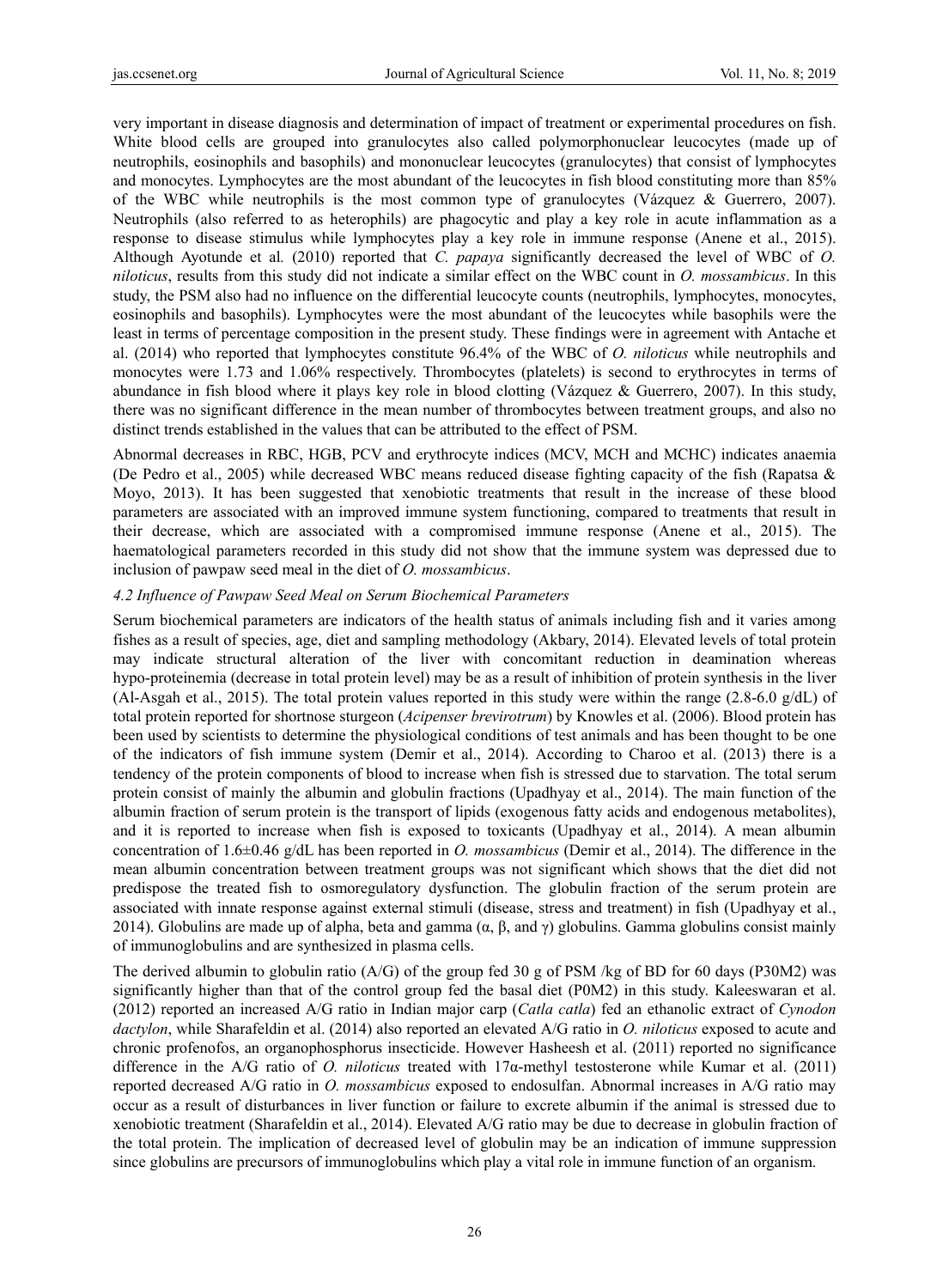very important in disease diagnosis and determination of impact of treatment or experimental procedures on fish. White blood cells are grouped into granulocytes also called polymorphonuclear leucocytes (made up of neutrophils, eosinophils and basophils) and mononuclear leucocytes (granulocytes) that consist of lymphocytes and monocytes. Lymphocytes are the most abundant of the leucocytes in fish blood constituting more than 85% of the WBC while neutrophils is the most common type of granulocytes (Vázquez & Guerrero, 2007). Neutrophils (also referred to as heterophils) are phagocytic and play a key role in acute inflammation as a response to disease stimulus while lymphocytes play a key role in immune response (Anene et al., 2015). Although Ayotunde et al*.* (2010) reported that *C. papaya* significantly decreased the level of WBC of *O. niloticus*, results from this study did not indicate a similar effect on the WBC count in *O. mossambicus*. In this study, the PSM also had no influence on the differential leucocyte counts (neutrophils, lymphocytes, monocytes, eosinophils and basophils). Lymphocytes were the most abundant of the leucocytes while basophils were the least in terms of percentage composition in the present study. These findings were in agreement with Antache et al. (2014) who reported that lymphocytes constitute 96.4% of the WBC of *O. niloticus* while neutrophils and monocytes were 1.73 and 1.06% respectively. Thrombocytes (platelets) is second to erythrocytes in terms of abundance in fish blood where it plays key role in blood clotting (Vázquez & Guerrero, 2007). In this study, there was no significant difference in the mean number of thrombocytes between treatment groups, and also no distinct trends established in the values that can be attributed to the effect of PSM.

Abnormal decreases in RBC, HGB, PCV and erythrocyte indices (MCV, MCH and MCHC) indicates anaemia (De Pedro et al., 2005) while decreased WBC means reduced disease fighting capacity of the fish (Rapatsa & Moyo, 2013). It has been suggested that xenobiotic treatments that result in the increase of these blood parameters are associated with an improved immune system functioning, compared to treatments that result in their decrease, which are associated with a compromised immune response (Anene et al., 2015). The haematological parameters recorded in this study did not show that the immune system was depressed due to inclusion of pawpaw seed meal in the diet of *O. mossambicus*.

### *4.2 Influence of Pawpaw Seed Meal on Serum Biochemical Parameters*

Serum biochemical parameters are indicators of the health status of animals including fish and it varies among fishes as a result of species, age, diet and sampling methodology (Akbary, 2014). Elevated levels of total protein may indicate structural alteration of the liver with concomitant reduction in deamination whereas hypo-proteinemia (decrease in total protein level) may be as a result of inhibition of protein synthesis in the liver (Al-Asgah et al., 2015). The total protein values reported in this study were within the range (2.8-6.0 g/dL) of total protein reported for shortnose sturgeon (*Acipenser brevirotrum*) by Knowles et al. (2006). Blood protein has been used by scientists to determine the physiological conditions of test animals and has been thought to be one of the indicators of fish immune system (Demir et al., 2014). According to Charoo et al. (2013) there is a tendency of the protein components of blood to increase when fish is stressed due to starvation. The total serum protein consist of mainly the albumin and globulin fractions (Upadhyay et al., 2014). The main function of the albumin fraction of serum protein is the transport of lipids (exogenous fatty acids and endogenous metabolites), and it is reported to increase when fish is exposed to toxicants (Upadhyay et al., 2014). A mean albumin concentration of 1.6±0.46 g/dL has been reported in *O. mossambicus* (Demir et al., 2014). The difference in the mean albumin concentration between treatment groups was not significant which shows that the diet did not predispose the treated fish to osmoregulatory dysfunction. The globulin fraction of the serum protein are associated with innate response against external stimuli (disease, stress and treatment) in fish (Upadhyay et al., 2014). Globulins are made up of alpha, beta and gamma (α, β, and γ) globulins. Gamma globulins consist mainly of immunoglobulins and are synthesized in plasma cells.

The derived albumin to globulin ratio (A/G) of the group fed 30 g of PSM /kg of BD for 60 days (P30M2) was significantly higher than that of the control group fed the basal diet (P0M2) in this study. Kaleeswaran et al. (2012) reported an increased A/G ratio in Indian major carp (*Catla catla*) fed an ethanolic extract of *Cynodon dactylon*, while Sharafeldin et al. (2014) also reported an elevated A/G ratio in *O. niloticus* exposed to acute and chronic profenofos, an organophosphorus insecticide. However Hasheesh et al. (2011) reported no significance difference in the A/G ratio of *O. niloticus* treated with 17α-methyl testosterone while Kumar et al. (2011) reported decreased A/G ratio in *O. mossambicus* exposed to endosulfan. Abnormal increases in A/G ratio may occur as a result of disturbances in liver function or failure to excrete albumin if the animal is stressed due to xenobiotic treatment (Sharafeldin et al., 2014). Elevated A/G ratio may be due to decrease in globulin fraction of the total protein. The implication of decreased level of globulin may be an indication of immune suppression since globulins are precursors of immunoglobulins which play a vital role in immune function of an organism.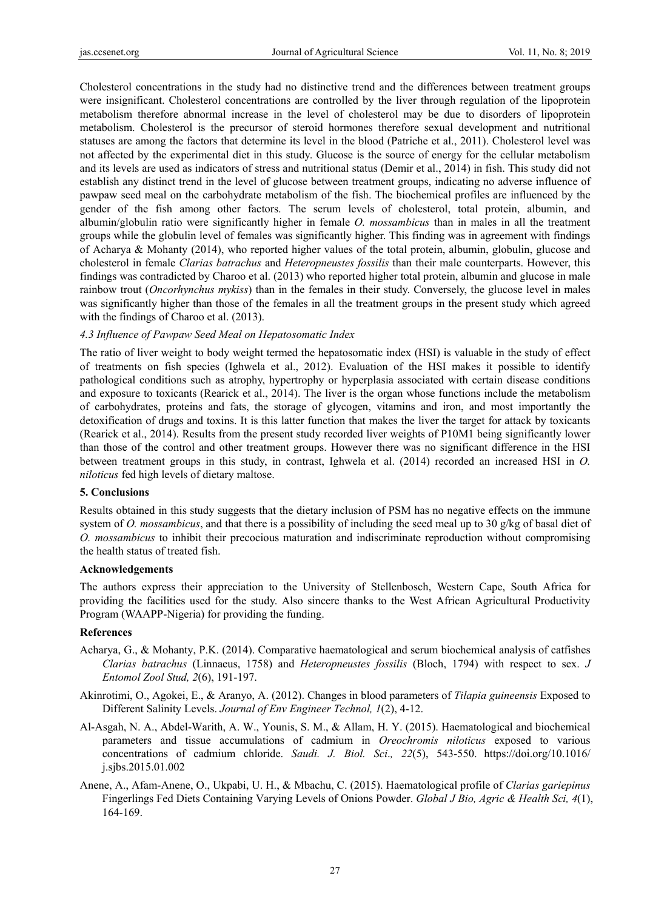Cholesterol concentrations in the study had no distinctive trend and the differences between treatment groups were insignificant. Cholesterol concentrations are controlled by the liver through regulation of the lipoprotein metabolism therefore abnormal increase in the level of cholesterol may be due to disorders of lipoprotein metabolism. Cholesterol is the precursor of steroid hormones therefore sexual development and nutritional statuses are among the factors that determine its level in the blood (Patriche et al., 2011). Cholesterol level was not affected by the experimental diet in this study. Glucose is the source of energy for the cellular metabolism and its levels are used as indicators of stress and nutritional status (Demir et al., 2014) in fish. This study did not establish any distinct trend in the level of glucose between treatment groups, indicating no adverse influence of pawpaw seed meal on the carbohydrate metabolism of the fish. The biochemical profiles are influenced by the gender of the fish among other factors. The serum levels of cholesterol, total protein, albumin, and albumin/globulin ratio were significantly higher in female *O. mossambicus* than in males in all the treatment groups while the globulin level of females was significantly higher. This finding was in agreement with findings of Acharya & Mohanty (2014), who reported higher values of the total protein, albumin, globulin, glucose and cholesterol in female *Clarias batrachus* and *Heteropneustes fossilis* than their male counterparts. However, this findings was contradicted by Charoo et al. (2013) who reported higher total protein, albumin and glucose in male rainbow trout (*Oncorhynchus mykiss*) than in the females in their study. Conversely, the glucose level in males was significantly higher than those of the females in all the treatment groups in the present study which agreed with the findings of Charoo et al. (2013).

### *4.3 Influence of Pawpaw Seed Meal on Hepatosomatic Index*

The ratio of liver weight to body weight termed the hepatosomatic index (HSI) is valuable in the study of effect of treatments on fish species (Ighwela et al., 2012). Evaluation of the HSI makes it possible to identify pathological conditions such as atrophy, hypertrophy or hyperplasia associated with certain disease conditions and exposure to toxicants (Rearick et al., 2014). The liver is the organ whose functions include the metabolism of carbohydrates, proteins and fats, the storage of glycogen, vitamins and iron, and most importantly the detoxification of drugs and toxins. It is this latter function that makes the liver the target for attack by toxicants (Rearick et al., 2014). Results from the present study recorded liver weights of P10M1 being significantly lower than those of the control and other treatment groups. However there was no significant difference in the HSI between treatment groups in this study, in contrast, Ighwela et al. (2014) recorded an increased HSI in *O. niloticus* fed high levels of dietary maltose.

## 5. Conclusions

Results obtained in this study suggests that the dietary inclusion of PSM has no negative effects on the immune system of *O. mossambicus*, and that there is a possibility of including the seed meal up to 30 g/kg of basal diet of *O. mossambicus* to inhibit their precocious maturation and indiscriminate reproduction without compromising the health status of treated fish.

## Acknowledgements

The authors express their appreciation to the University of Stellenbosch, Western Cape, South Africa for providing the facilities used for the study. Also sincere thanks to the West African Agricultural Productivity Program (WAAPP-Nigeria) for providing the funding.

## References

Acharya, G., & Mohanty, P.K. (2014). Comparative haematological and serum biochemical analysis of catfishes *Clarias batrachus* (Linnaeus, 1758) and *Heteropneustes fossilis* (Bloch, 1794) with respect to sex. *J Entomol Zool Stud, 2*(6), 191-197.

Akinrotimi, O., Agokei, E., & Aranyo, A. (2012). Changes in blood parameters of *Tilapia guineensis* Exposed to Different Salinity Levels. *Journal of Env Engineer Technol, 1*(2), 4-12.

Al-Asgah, N. A., Abdel-Warith, A. W., Younis, S. M., & Allam, H. Y. (2015). Haematological and biochemical parameters and tissue accumulations of cadmium in *Oreochromis niloticus* exposed to various concentrations of cadmium chloride. *Saudi. J. Biol. Sci*., *22*(5), 543-550. https://doi.org/10.1016/j.sjbs.2015.01.002

Anene, A., Afam-Anene, O., Ukpabi, U. H., & Mbachu, C. (2015). Haematological profile of *Clarias gariepinus* Fingerlings Fed Diets Containing Varying Levels of Onions Powder. *Global J Bio, Agric & Health Sci, 4*(1), 164-169.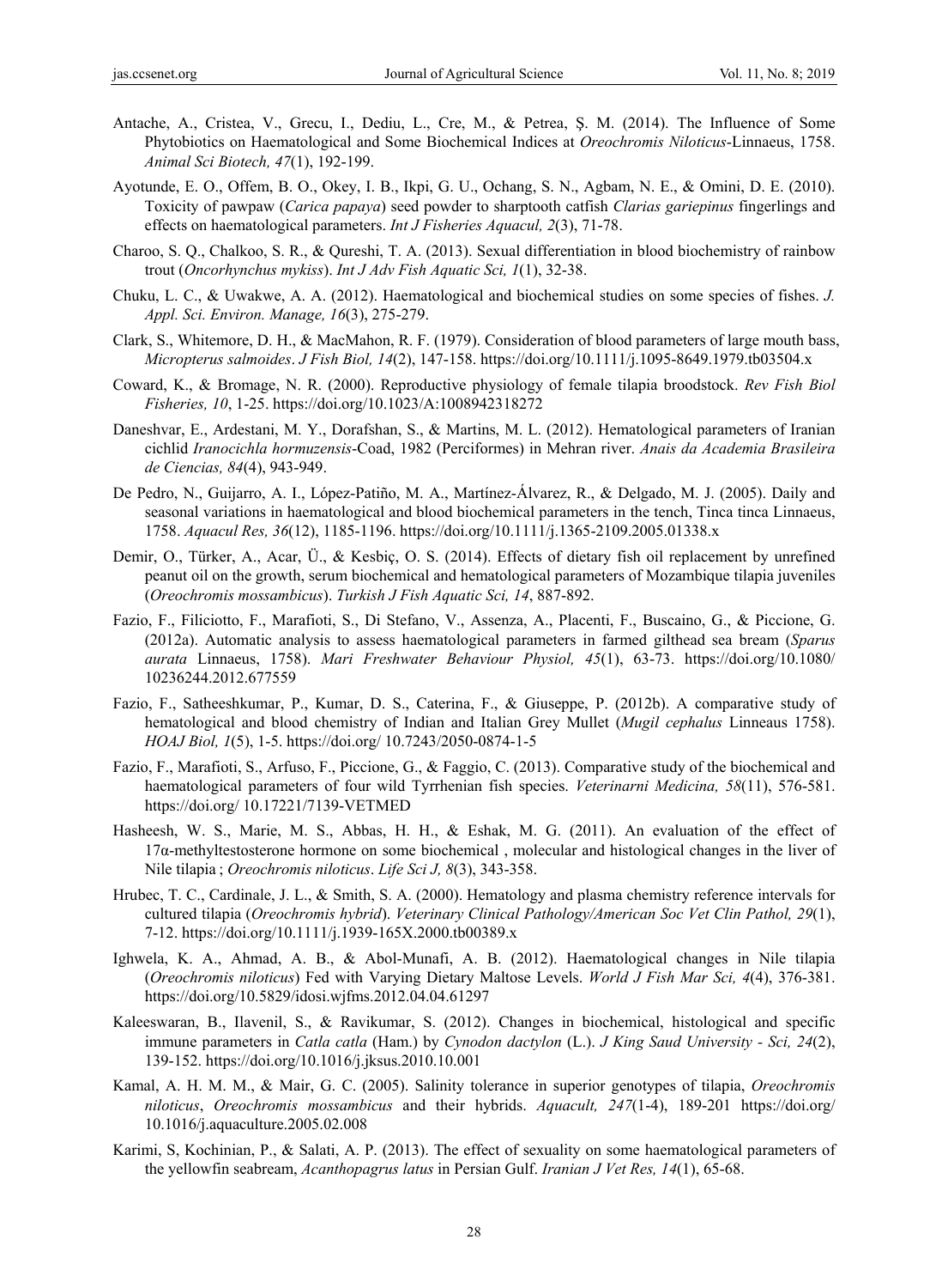Antache, A., Cristea, V., Grecu, I., Dediu, L., Cre, M., & Petrea, Ş. M. (2014). The Influence of Some Phytobiotics on Haematological and Some Biochemical Indices at *Oreochromis Niloticus*-Linnaeus, 1758. *Animal Sci Biotech, 47*(1), 192-199.

Ayotunde, E. O., Offem, B. O., Okey, I. B., Ikpi, G. U., Ochang, S. N., Agbam, N. E., & Omini, D. E. (2010). Toxicity of pawpaw (*Carica papaya*) seed powder to sharptooth catfish *Clarias gariepinus* fingerlings and effects on haematological parameters. *Int J Fisheries Aquacul, 2*(3), 71-78.

Charoo, S. Q., Chalkoo, S. R., & Qureshi, T. A. (2013). Sexual differentiation in blood biochemistry of rainbow trout (*Oncorhynchus mykiss*). *Int J Adv Fish Aquatic Sci, 1*(1), 32-38.

Chuku, L. C., & Uwakwe, A. A. (2012). Haematological and biochemical studies on some species of fishes. *J. Appl. Sci. Environ. Manage, 16*(3), 275-279.

Clark, S., Whitemore, D. H., & MacMahon, R. F. (1979). Consideration of blood parameters of large mouth bass, *Micropterus salmoides*. *J Fish Biol, 14*(2), 147-158. https://doi.org/10.1111/j.1095-8649.1979.tb03504.x

Coward, K., & Bromage, N. R. (2000). Reproductive physiology of female tilapia broodstock. *Rev Fish Biol Fisheries, 10*, 1-25. https://doi.org/10.1023/A:1008942318272

Daneshvar, E., Ardestani, M. Y., Dorafshan, S., & Martins, M. L. (2012). Hematological parameters of Iranian cichlid *Iranocichla hormuzensis*-Coad, 1982 (Perciformes) in Mehran river. *Anais da Academia Brasileira de Ciencias, 84*(4), 943-949.

De Pedro, N., Guijarro, A. I., López-Patiño, M. A., Martínez-Álvarez, R., & Delgado, M. J. (2005). Daily and seasonal variations in haematological and blood biochemical parameters in the tench, Tinca tinca Linnaeus, 1758. *Aquacul Res, 36*(12), 1185-1196. https://doi.org/10.1111/j.1365-2109.2005.01338.x

Demir, O., Türker, A., Acar, Ü., & Kesbiç, O. S. (2014). Effects of dietary fish oil replacement by unrefined peanut oil on the growth, serum biochemical and hematological parameters of Mozambique tilapia juveniles (*Oreochromis mossambicus*). *Turkish J Fish Aquatic Sci, 14*, 887-892.

Fazio, F., Filiciotto, F., Marafioti, S., Di Stefano, V., Assenza, A., Placenti, F., Buscaino, G., & Piccione, G. (2012a). Automatic analysis to assess haematological parameters in farmed gilthead sea bream (*Sparus aurata* Linnaeus, 1758). *Mari Freshwater Behaviour Physiol, 45*(1), 63-73. https://doi.org/10.1080/10236244.2012.677559

Fazio, F., Satheeshkumar, P., Kumar, D. S., Caterina, F., & Giuseppe, P. (2012b). A comparative study of hematological and blood chemistry of Indian and Italian Grey Mullet (*Mugil cephalus* Linneaus 1758). *HOAJ Biol, 1*(5), 1-5. https://doi.org/ 10.7243/2050-0874-1-5

Fazio, F., Marafioti, S., Arfuso, F., Piccione, G., & Faggio, C. (2013). Comparative study of the biochemical and haematological parameters of four wild Tyrrhenian fish species. *Veterinarni Medicina, 58*(11), 576-581. https://doi.org/ 10.17221/7139-VETMED

Hasheesh, W. S., Marie, M. S., Abbas, H. H., & Eshak, M. G. (2011). An evaluation of the effect of 17α-methyltestosterone hormone on some biochemical , molecular and histological changes in the liver of Nile tilapia ; *Oreochromis niloticus*. *Life Sci J, 8*(3), 343-358.

Hrubec, T. C., Cardinale, J. L., & Smith, S. A. (2000). Hematology and plasma chemistry reference intervals for cultured tilapia (*Oreochromis hybrid*). *Veterinary Clinical Pathology/American Soc Vet Clin Pathol, 29*(1), 7-12. https://doi.org/10.1111/j.1939-165X.2000.tb00389.x

Ighwela, K. A., Ahmad, A. B., & Abol-Munafi, A. B. (2012). Haematological changes in Nile tilapia (*Oreochromis niloticus*) Fed with Varying Dietary Maltose Levels. *World J Fish Mar Sci, 4*(4), 376-381. https://doi.org/10.5829/idosi.wjfms.2012.04.04.61297

Kaleeswaran, B., Ilavenil, S., & Ravikumar, S. (2012). Changes in biochemical, histological and specific immune parameters in *Catla catla* (Ham.) by *Cynodon dactylon* (L.). *J King Saud University - Sci, 24*(2), 139-152. https://doi.org/10.1016/j.jksus.2010.10.001

Kamal, A. H. M. M., & Mair, G. C. (2005). Salinity tolerance in superior genotypes of tilapia, *Oreochromis niloticus*, *Oreochromis mossambicus* and their hybrids. *Aquacult, 247*(1-4), 189-201 https://doi.org/10.1016/j.aquaculture.2005.02.008

Karimi, S, Kochinian, P., & Salati, A. P. (2013). The effect of sexuality on some haematological parameters of the yellowfin seabream, *Acanthopagrus latus* in Persian Gulf. *Iranian J Vet Res, 14*(1), 65-68.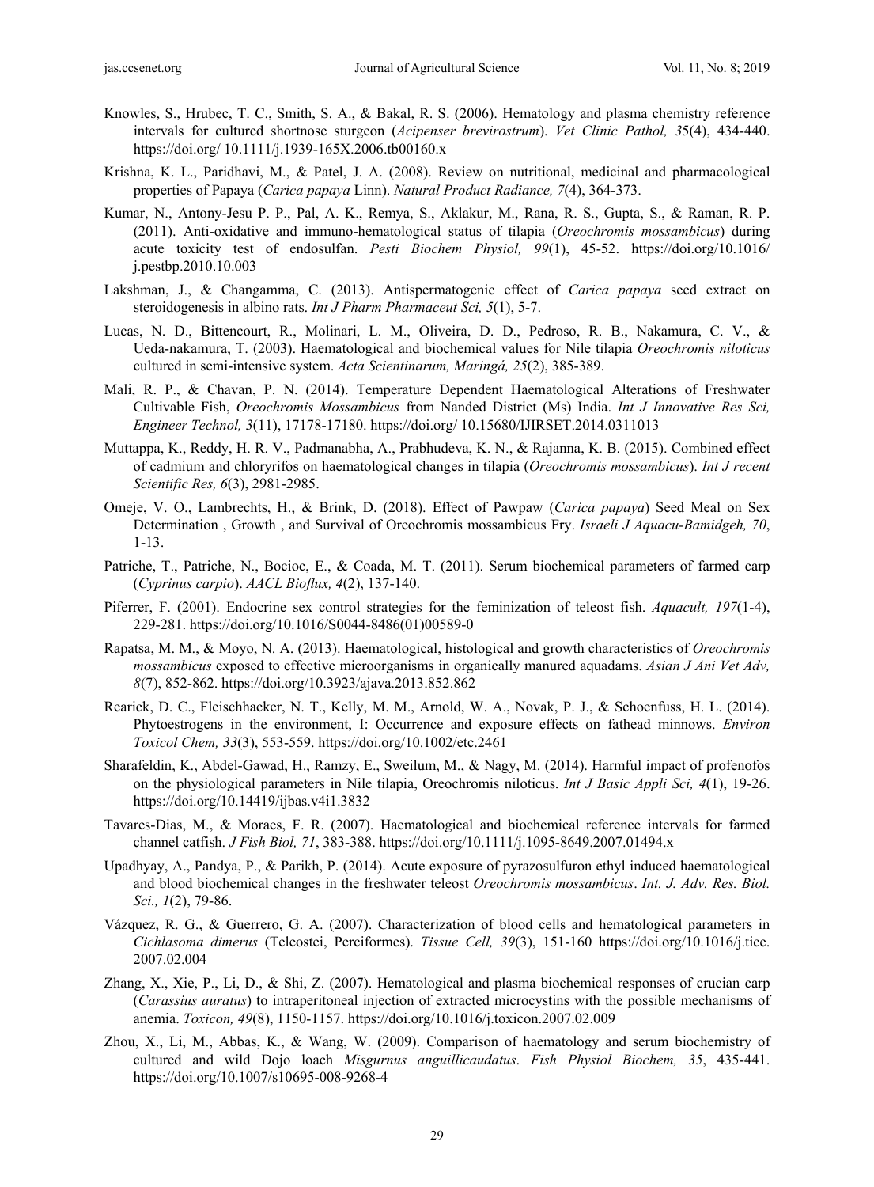Knowles, S., Hrubec, T. C., Smith, S. A., & Bakal, R. S. (2006). Hematology and plasma chemistry reference intervals for cultured shortnose sturgeon (*Acipenser brevirostrum*). *Vet Clinic Pathol, 35*(4), 434-440. https://doi.org/ 10.1111/j.1939-165X.2006.tb00160.x

Krishna, K. L., Paridhavi, M., & Patel, J. A. (2008). Review on nutritional, medicinal and pharmacological properties of Papaya (*Carica papaya* Linn). *Natural Product Radiance, 7*(4), 364-373.

Kumar, N., Antony-Jesu P. P., Pal, A. K., Remya, S., Aklakur, M., Rana, R. S., Gupta, S., & Raman, R. P. (2011). Anti-oxidative and immuno-hematological status of tilapia (*Oreochromis mossambicus*) during acute toxicity test of endosulfan. *Pesti Biochem Physiol, 99*(1), 45-52. https://doi.org/10.1016/ j.pestbp.2010.10.003

Lakshman, J., & Changamma, C. (2013). Antispermatogenic effect of *Carica papaya* seed extract on steroidogenesis in albino rats. *Int J Pharm Pharmaceut Sci, 5*(1), 5-7.

Lucas, N. D., Bittencourt, R., Molinari, L. M., Oliveira, D. D., Pedroso, R. B., Nakamura, C. V., & Ueda-nakamura, T. (2003). Haematological and biochemical values for Nile tilapia *Oreochromis niloticus* cultured in semi-intensive system. *Acta Scientinarum, Maringá, 25*(2), 385-389.

Mali, R. P., & Chavan, P. N. (2014). Temperature Dependent Haematological Alterations of Freshwater Cultivable Fish, *Oreochromis Mossambicus* from Nanded District (Ms) India. *Int J Innovative Res Sci, Engineer Technol, 3*(11), 17178-17180. https://doi.org/ 10.15680/IJIRSET.2014.0311013

Muttappa, K., Reddy, H. R. V., Padmanabha, A., Prabhudeva, K. N., & Rajanna, K. B. (2015). Combined effect of cadmium and chloryrifos on haematological changes in tilapia (*Oreochromis mossambicus*). *Int J recent Scientific Res, 6*(3), 2981-2985.

Omeje, V. O., Lambrechts, H., & Brink, D. (2018). Effect of Pawpaw (*Carica papaya*) Seed Meal on Sex Determination , Growth , and Survival of Oreochromis mossambicus Fry. *Israeli J Aquacu-Bamidgeh, 70*, 1-13.

Patriche, T., Patriche, N., Bocioc, E., & Coada, M. T. (2011). Serum biochemical parameters of farmed carp (*Cyprinus carpio*). *AACL Bioflux, 4*(2), 137-140.

Piferrer, F. (2001). Endocrine sex control strategies for the feminization of teleost fish. *Aquacult, 197*(1-4), 229-281. https://doi.org/10.1016/S0044-8486(01)00589-0

Rapatsa, M. M., & Moyo, N. A. (2013). Haematological, histological and growth characteristics of *Oreochromis mossambicus* exposed to effective microorganisms in organically manured aquadams. *Asian J Ani Vet Adv, 8*(7), 852-862. https://doi.org/10.3923/ajava.2013.852.862

Rearick, D. C., Fleischhacker, N. T., Kelly, M. M., Arnold, W. A., Novak, P. J., & Schoenfuss, H. L. (2014). Phytoestrogens in the environment, I: Occurrence and exposure effects on fathead minnows. *Environ Toxicol Chem, 33*(3), 553-559. https://doi.org/10.1002/etc.2461

Sharafeldin, K., Abdel-Gawad, H., Ramzy, E., Sweilum, M., & Nagy, M. (2014). Harmful impact of profenofos on the physiological parameters in Nile tilapia, Oreochromis niloticus. *Int J Basic Appli Sci, 4*(1), 19-26. https://doi.org/10.14419/ijbas.v4i1.3832

Tavares-Dias, M., & Moraes, F. R. (2007). Haematological and biochemical reference intervals for farmed channel catfish. *J Fish Biol, 71*, 383-388. https://doi.org/10.1111/j.1095-8649.2007.01494.x

Upadhyay, A., Pandya, P., & Parikh, P. (2014). Acute exposure of pyrazosulfuron ethyl induced haematological and blood biochemical changes in the freshwater teleost *Oreochromis mossambicus*. *Int. J. Adv. Res. Biol. Sci., 1*(2), 79-86.

Vázquez, R. G., & Guerrero, G. A. (2007). Characterization of blood cells and hematological parameters in *Cichlasoma dimerus* (Teleostei, Perciformes). *Tissue Cell, 39*(3), 151-160 https://doi.org/10.1016/j.tice. 2007.02.004

Zhang, X., Xie, P., Li, D., & Shi, Z. (2007). Hematological and plasma biochemical responses of crucian carp (*Carassius auratus*) to intraperitoneal injection of extracted microcystins with the possible mechanisms of anemia. *Toxicon, 49*(8), 1150-1157. https://doi.org/10.1016/j.toxicon.2007.02.009

Zhou, X., Li, M., Abbas, K., & Wang, W. (2009). Comparison of haematology and serum biochemistry of cultured and wild Dojo loach *Misgurnus anguillicaudatus*. *Fish Physiol Biochem, 35*, 435-441. https://doi.org/10.1007/s10695-008-9268-4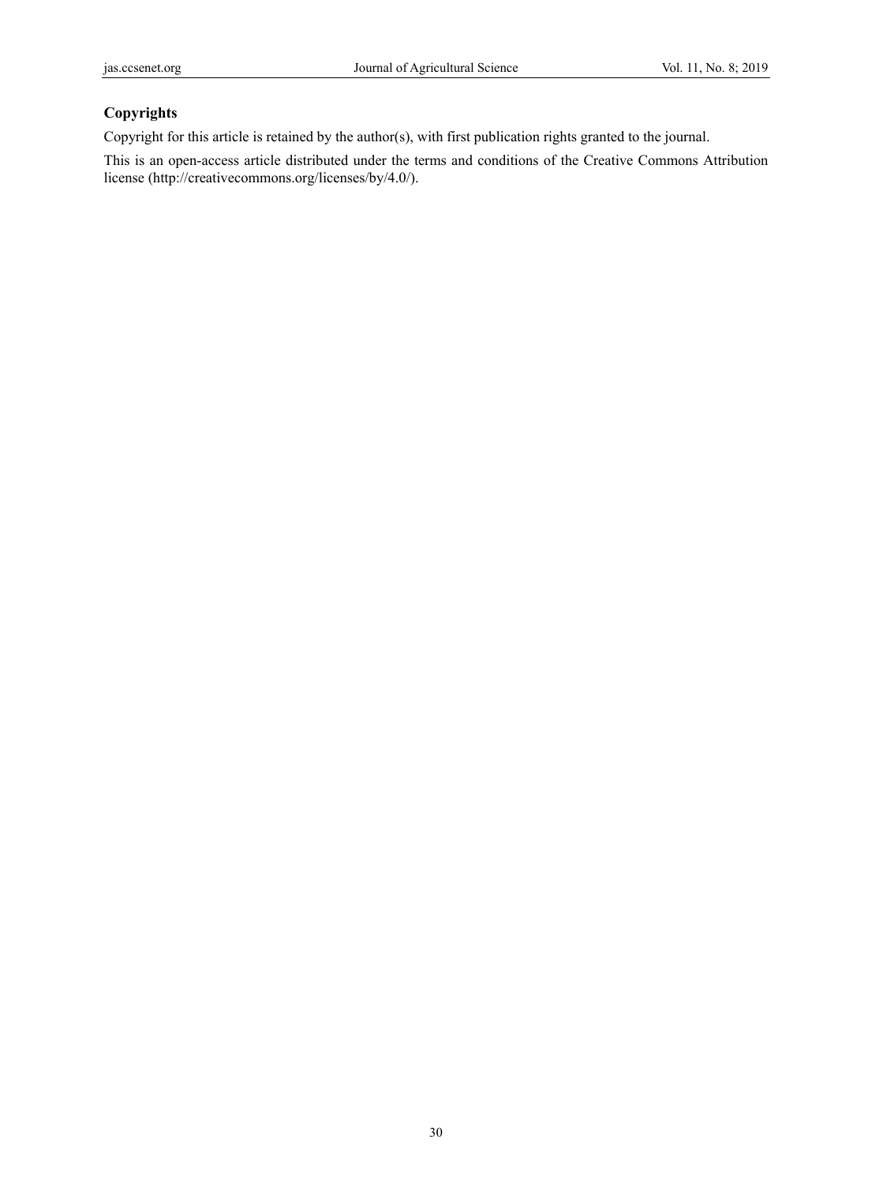## Copyrights

Copyright for this article is retained by the author(s), with first publication rights granted to the journal.

This is an open-access article distributed under the terms and conditions of the Creative Commons Attribution license (http://creativecommons.org/licenses/by/4.0/).